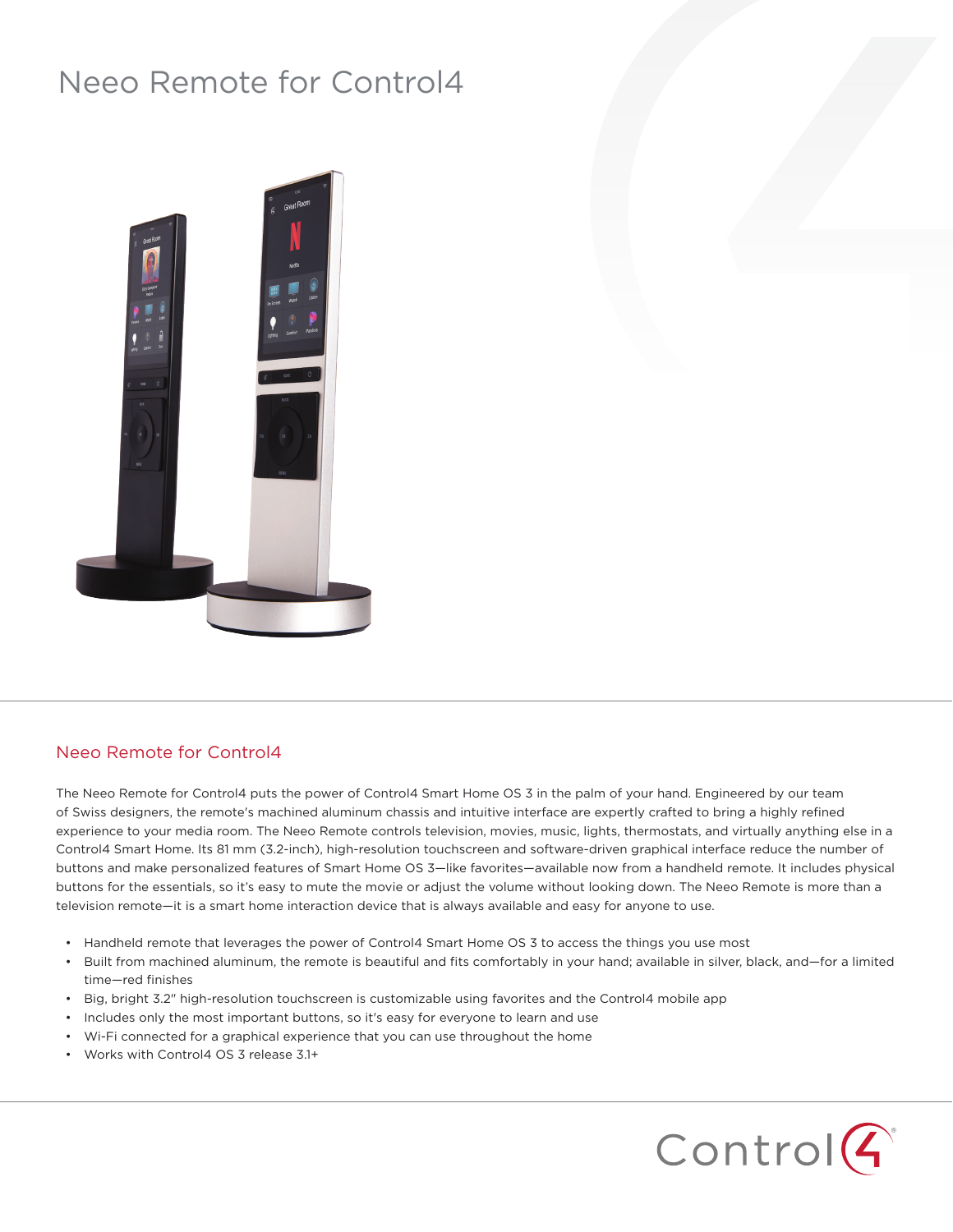# Neeo Remote for Control4

## Neeo Remote for Control4

The Neeo Remote for Control4 puts the power of Control4 Smart Home OS 3 in the palm of your hand. Engineered by our team of Swiss designers, the remote's machined aluminum chassis and intuitive interface are expertly crafted to bring a highly refined experience to your media room. The Neeo Remote controls television, movies, music, lights, thermostats, and virtually anything else in a Control4 Smart Home. Its 81 mm (3.2-inch), high-resolution touchscreen and software-driven graphical interface reduce the number of buttons and make personalized features of Smart Home OS 3—like favorites—available now from a handheld remote. It includes physical buttons for the essentials, so it's easy to mute the movie or adjust the volume without looking down. The Neeo Remote is more than a television remote—it is a smart home interaction device that is always available and easy for anyone to use.

- Handheld remote that leverages the power of Control4 Smart Home OS 3 to access the things you use most
- Built from machined aluminum, the remote is beautiful and fits comfortably in your hand; available in silver, black, and—for a limited time—red finishes
- Big, bright 3.2" high-resolution touchscreen is customizable using favorites and the Control4 mobile app
- Includes only the most important buttons, so it's easy for everyone to learn and use
- Wi-Fi connected for a graphical experience that you can use throughout the home
- Works with Control4 OS 3 release 3.1+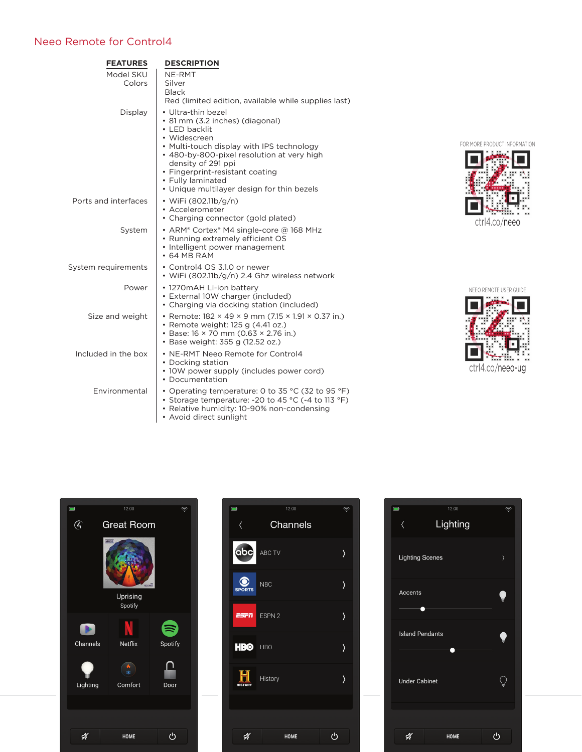## Neeo Remote for Control4

| FEATURES | DESCRIPTION |
|---|---|
| Model SKU | NE-RMT |
| Colors | Silver<br>Black<br>Red (limited edition, available while supplies last) |
| Display | • Ultra-thin bezel<br>• 81 mm (3.2 inches) (diagonal)<br>• LED backlit<br>• Widescreen<br>• Multi-touch display with IPS technology<br>• 480-by-800-pixel resolution at very high density of 291 ppi<br>• Fingerprint-resistant coating<br>• Fully laminated<br>• Unique multilayer design for thin bezels |
| Ports and interfaces | • WiFi (802.11b/g/n)<br>• Accelerometer<br>• Charging connector (gold plated) |
| System | • ARM® Cortex® M4 single-core @ 168 MHz<br>• Running extremely efficient OS<br>• Intelligent power management<br>• 64 MB RAM |
| System requirements | • Control4 OS 3.1.0 or newer<br>• WiFi (802.11b/g/n) 2.4 Ghz wireless network |
| Power | • 1270mAH Li-ion battery<br>• External 10W charger (included)<br>• Charging via docking station (included) |
| Size and weight | • Remote: 182 × 49 × 9 mm (7.15 × 1.91 × 0.37 in.)<br>• Remote weight: 125 g (4.41 oz.)<br>• Base: 16 × 70 mm (0.63 × 2.76 in.)<br>• Base weight: 355 g (12.52 oz.) |
| Included in the box | • NE-RMT Neeo Remote for Control4<br>• Docking station<br>• 10W power supply (includes power cord)<br>• Documentation |
| Environmental | • Operating temperature: 0 to 35 °C (32 to 95 °F)<br>• Storage temperature: -20 to 45 °C (-4 to 113 °F)<br>• Relative humidity: 10-90% non-condensing<br>• Avoid direct sunlight |

FOR MORE PRODUCT INFORMATION
ctrl4.co/neeo

NEEO REMOTE USER GUIDE
ctrl4.co/neeo-ug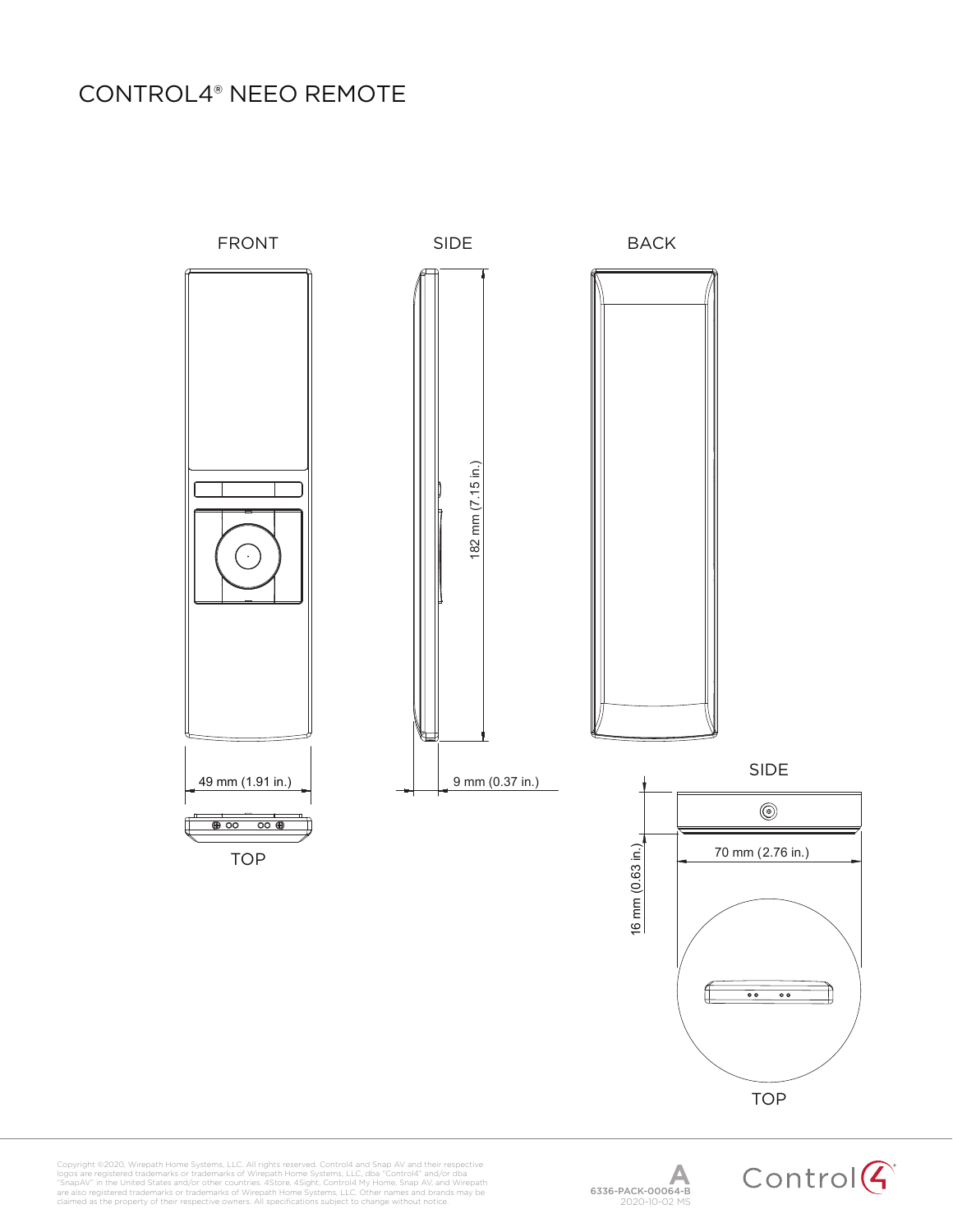# CONTROL4® NEEO REMOTE

FRONT

SIDE

BACK

182 mm (7.15 in.)

49 mm (1.91 in.)

9 mm (0.37 in.)

TOP

SIDE

16 mm (0.63 in.)

70 mm (2.76 in.)

TOP

Copyright ©2020, Wirepath Home Systems, LLC. All rights reserved. Control4 and Snap AV and their respective logos are registered trademarks or trademarks of Wirepath Home Systems, LLC, dba "Control4" and/or dba "SnapAV" in the United States and/or other countries. 4Store, 4Sight, Control4 My Home, Snap AV, and Wirepath are also registered trademarks or trademarks of Wirepath Home Systems, LLC. Other names and brands may be claimed as the property of their respective owners. All specifications subject to change without notice.

A
6336-PACK-00064-B
2020-10-02 MS

Control4®